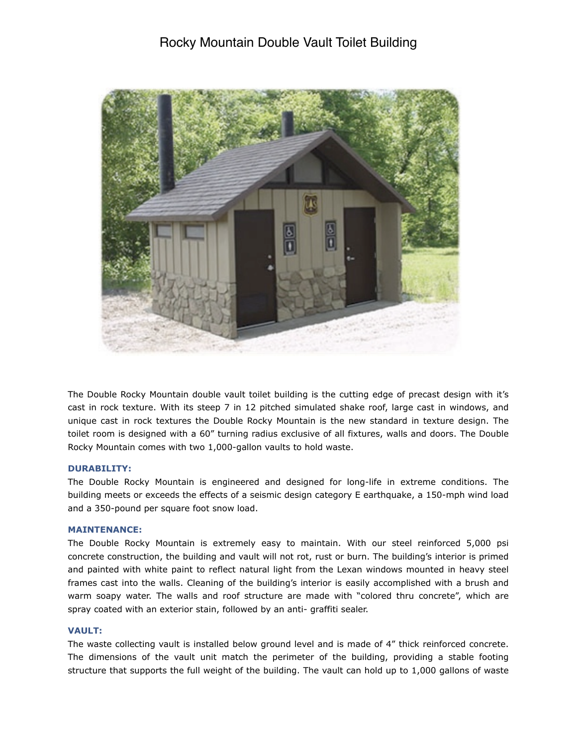# Rocky Mountain Double Vault Toilet Building

The Double Rocky Mountain double vault toilet building is the cutting edge of precast design with it's cast in rock texture. With its steep 7 in 12 pitched simulated shake roof, large cast in windows, and unique cast in rock textures the Double Rocky Mountain is the new standard in texture design. The toilet room is designed with a 60" turning radius exclusive of all fixtures, walls and doors. The Double Rocky Mountain comes with two 1,000-gallon vaults to hold waste.

### DURABILITY:

The Double Rocky Mountain is engineered and designed for long-life in extreme conditions. The building meets or exceeds the effects of a seismic design category E earthquake, a 150-mph wind load and a 350-pound per square foot snow load.

### MAINTENANCE:

The Double Rocky Mountain is extremely easy to maintain. With our steel reinforced 5,000 psi concrete construction, the building and vault will not rot, rust or burn. The building's interior is primed and painted with white paint to reflect natural light from the Lexan windows mounted in heavy steel frames cast into the walls. Cleaning of the building's interior is easily accomplished with a brush and warm soapy water. The walls and roof structure are made with "colored thru concrete", which are spray coated with an exterior stain, followed by an anti- graffiti sealer.

### VAULT:

The waste collecting vault is installed below ground level and is made of 4" thick reinforced concrete. The dimensions of the vault unit match the perimeter of the building, providing a stable footing structure that supports the full weight of the building. The vault can hold up to 1,000 gallons of waste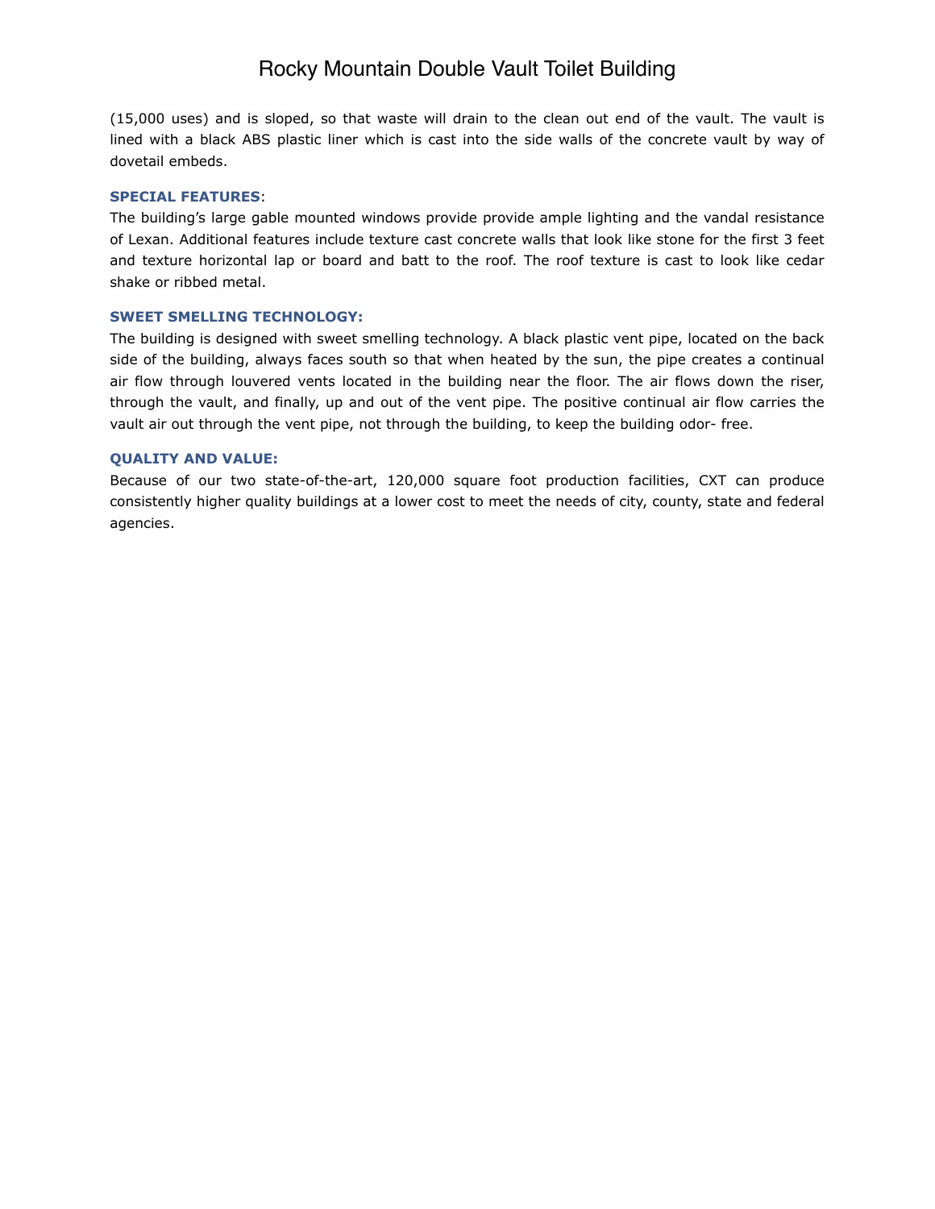(15,000 uses) and is sloped, so that waste will drain to the clean out end of the vault. The vault is lined with a black ABS plastic liner which is cast into the side walls of the concrete vault by way of dovetail embeds.

**SPECIAL FEATURES**:

The building's large gable mounted windows provide provide ample lighting and the vandal resistance of Lexan. Additional features include texture cast concrete walls that look like stone for the first 3 feet and texture horizontal lap or board and batt to the roof. The roof texture is cast to look like cedar shake or ribbed metal.

**SWEET SMELLING TECHNOLOGY:**

The building is designed with sweet smelling technology. A black plastic vent pipe, located on the back side of the building, always faces south so that when heated by the sun, the pipe creates a continual air flow through louvered vents located in the building near the floor. The air flows down the riser, through the vault, and finally, up and out of the vent pipe. The positive continual air flow carries the vault air out through the vent pipe, not through the building, to keep the building odor- free.

**QUALITY AND VALUE:**

Because of our two state-of-the-art, 120,000 square foot production facilities, CXT can produce consistently higher quality buildings at a lower cost to meet the needs of city, county, state and federal agencies.